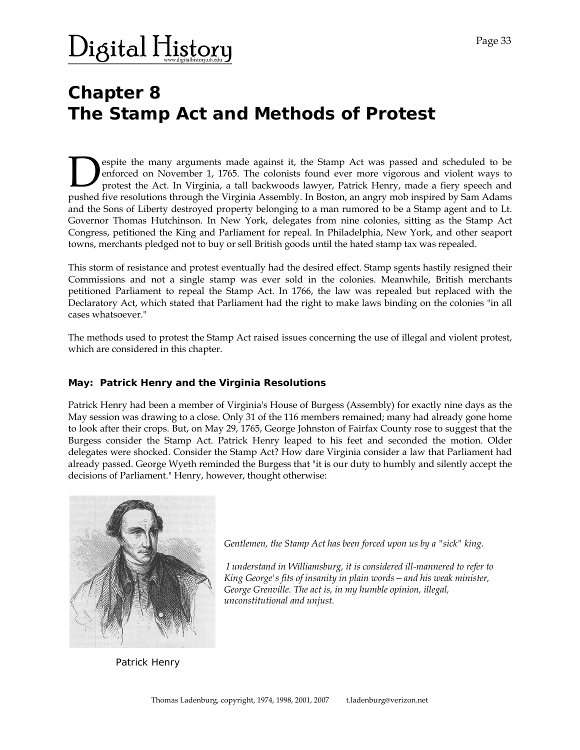# Chapter 8
# The Stamp Act and Methods of Protest

Despite the many arguments made against it, the Stamp Act was passed and scheduled to be enforced on November 1, 1765. The colonists found ever more vigorous and violent ways to protest the Act. In Virginia, a tall backwoods lawyer, Patrick Henry, made a fiery speech and pushed five resolutions through the Virginia Assembly. In Boston, an angry mob inspired by Sam Adams and the Sons of Liberty destroyed property belonging to a man rumored to be a Stamp agent and to Lt. Governor Thomas Hutchinson. In New York, delegates from nine colonies, sitting as the Stamp Act Congress, petitioned the King and Parliament for repeal. In Philadelphia, New York, and other seaport towns, merchants pledged not to buy or sell British goods until the hated stamp tax was repealed.

This storm of resistance and protest eventually had the desired effect. Stamp sgents hastily resigned their Commissions and not a single stamp was ever sold in the colonies. Meanwhile, British merchants petitioned Parliament to repeal the Stamp Act. In 1766, the law was repealed but replaced with the Declaratory Act, which stated that Parliament had the right to make laws binding on the colonies "in all cases whatsoever."

The methods used to protest the Stamp Act raised issues concerning the use of illegal and violent protest, which are considered in this chapter.

### May: Patrick Henry and the Virginia Resolutions

Patrick Henry had been a member of Virginia's House of Burgess (Assembly) for exactly nine days as the May session was drawing to a close. Only 31 of the 116 members remained; many had already gone home to look after their crops. But, on May 29, 1765, George Johnston of Fairfax County rose to suggest that the Burgess consider the Stamp Act. Patrick Henry leaped to his feet and seconded the motion. Older delegates were shocked. Consider the Stamp Act? How dare Virginia consider a law that Parliament had already passed. George Wyeth reminded the Burgess that "it is our duty to humbly and silently accept the decisions of Parliament." Henry, however, thought otherwise:

*Gentlemen, the Stamp Act has been forced upon us by a "sick" king.*

*I understand in Williamsburg, it is considered ill-mannered to refer to King George's fits of insanity in plain words—and his weak minister, George Grenville. The act is, in my humble opinion, illegal, unconstitutional and unjust.*

Patrick Henry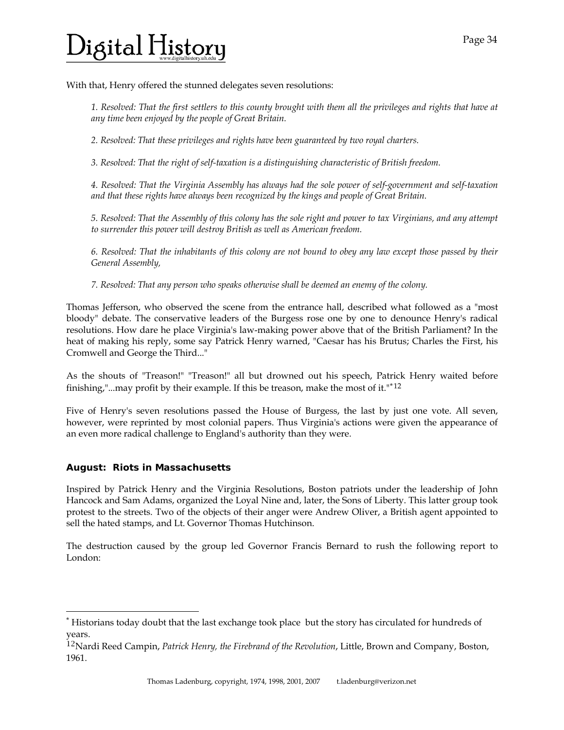With that, Henry offered the stunned delegates seven resolutions:

> *1. Resolved: That the first settlers to this county brought with them all the privileges and rights that have at any time been enjoyed by the people of Great Britain.*
>
> *2. Resolved: That these privileges and rights have been guaranteed by two royal charters.*
>
> *3. Resolved: That the right of self-taxation is a distinguishing characteristic of British freedom.*
>
> *4. Resolved: That the Virginia Assembly has always had the sole power of self-government and self-taxation and that these rights have always been recognized by the kings and people of Great Britain.*
>
> *5. Resolved: That the Assembly of this colony has the sole right and power to tax Virginians, and any attempt to surrender this power will destroy British as well as American freedom.*
>
> *6. Resolved: That the inhabitants of this colony are not bound to obey any law except those passed by their General Assembly,*
>
> *7. Resolved: That any person who speaks otherwise shall be deemed an enemy of the colony.*

Thomas Jefferson, who observed the scene from the entrance hall, described what followed as a "most bloody" debate. The conservative leaders of the Burgess rose one by one to denounce Henry's radical resolutions. How dare he place Virginia's law-making power above that of the British Parliament? In the heat of making his reply, some say Patrick Henry warned, "Caesar has his Brutus; Charles the First, his Cromwell and George the Third..."

As the shouts of "Treason!" "Treason!" all but drowned out his speech, Patrick Henry waited before finishing,"...may profit by their example. If this be treason, make the most of it."[*12]

Five of Henry's seven resolutions passed the House of Burgess, the last by just one vote. All seven, however, were reprinted by most colonial papers. Thus Virginia's actions were given the appearance of an even more radical challenge to England's authority than they were.

### August: Riots in Massachusetts

Inspired by Patrick Henry and the Virginia Resolutions, Boston patriots under the leadership of John Hancock and Sam Adams, organized the Loyal Nine and, later, the Sons of Liberty. This latter group took protest to the streets. Two of the objects of their anger were Andrew Oliver, a British agent appointed to sell the hated stamps, and Lt. Governor Thomas Hutchinson.

The destruction caused by the group led Governor Francis Bernard to rush the following report to London:

---

[*] Historians today doubt that the last exchange took place but the story has circulated for hundreds of years.

[12] Nardi Reed Campin, *Patrick Henry, the Firebrand of the Revolution*, Little, Brown and Company, Boston, 1961.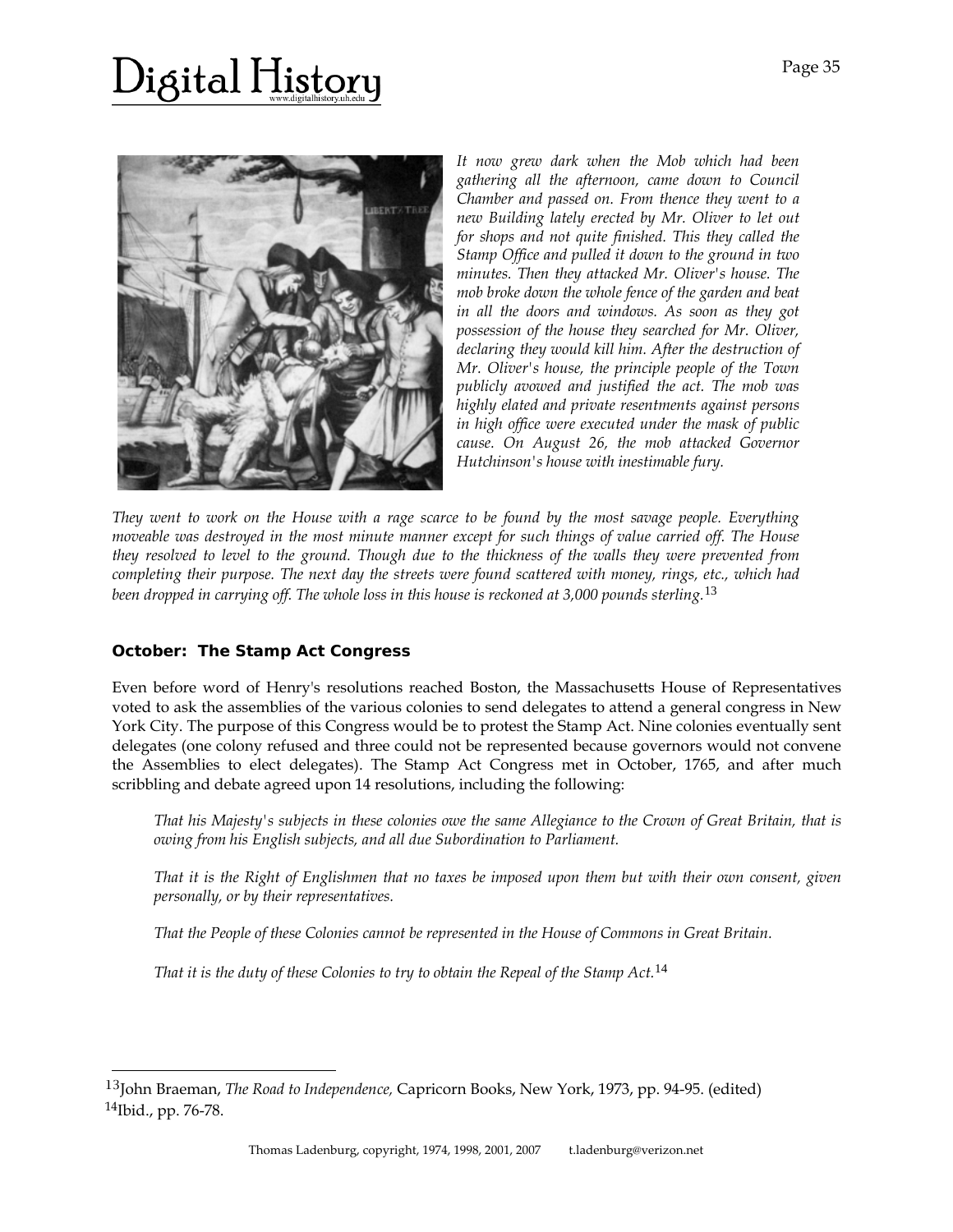*It now grew dark when the Mob which had been gathering all the afternoon, came down to Council Chamber and passed on. From thence they went to a new Building lately erected by Mr. Oliver to let out for shops and not quite finished. This they called the Stamp Office and pulled it down to the ground in two minutes. Then they attacked Mr. Oliver's house. The mob broke down the whole fence of the garden and beat in all the doors and windows. As soon as they got possession of the house they searched for Mr. Oliver, declaring they would kill him. After the destruction of Mr. Oliver's house, the principle people of the Town publicly avowed and justified the act. The mob was highly elated and private resentments against persons in high office were executed under the mask of public cause. On August 26, the mob attacked Governor Hutchinson's house with inestimable fury.*

*They went to work on the House with a rage scarce to be found by the most savage people. Everything moveable was destroyed in the most minute manner except for such things of value carried off. The House they resolved to level to the ground. Though due to the thickness of the walls they were prevented from completing their purpose. The next day the streets were found scattered with money, rings, etc., which had been dropped in carrying off. The whole loss in this house is reckoned at 3,000 pounds sterling.*[13]

**October: The Stamp Act Congress**

Even before word of Henry's resolutions reached Boston, the Massachusetts House of Representatives voted to ask the assemblies of the various colonies to send delegates to attend a general congress in New York City. The purpose of this Congress would be to protest the Stamp Act. Nine colonies eventually sent delegates (one colony refused and three could not be represented because governors would not convene the Assemblies to elect delegates). The Stamp Act Congress met in October, 1765, and after much scribbling and debate agreed upon 14 resolutions, including the following:

> *That his Majesty's subjects in these colonies owe the same Allegiance to the Crown of Great Britain, that is owing from his English subjects, and all due Subordination to Parliament.*
>
> *That it is the Right of Englishmen that no taxes be imposed upon them but with their own consent, given personally, or by their representatives.*
>
> *That the People of these Colonies cannot be represented in the House of Commons in Great Britain.*
>
> *That it is the duty of these Colonies to try to obtain the Repeal of the Stamp Act.*[14]

---

[13] John Braeman, *The Road to Independence,* Capricorn Books, New York, 1973, pp. 94-95. (edited)
[14] Ibid., pp. 76-78.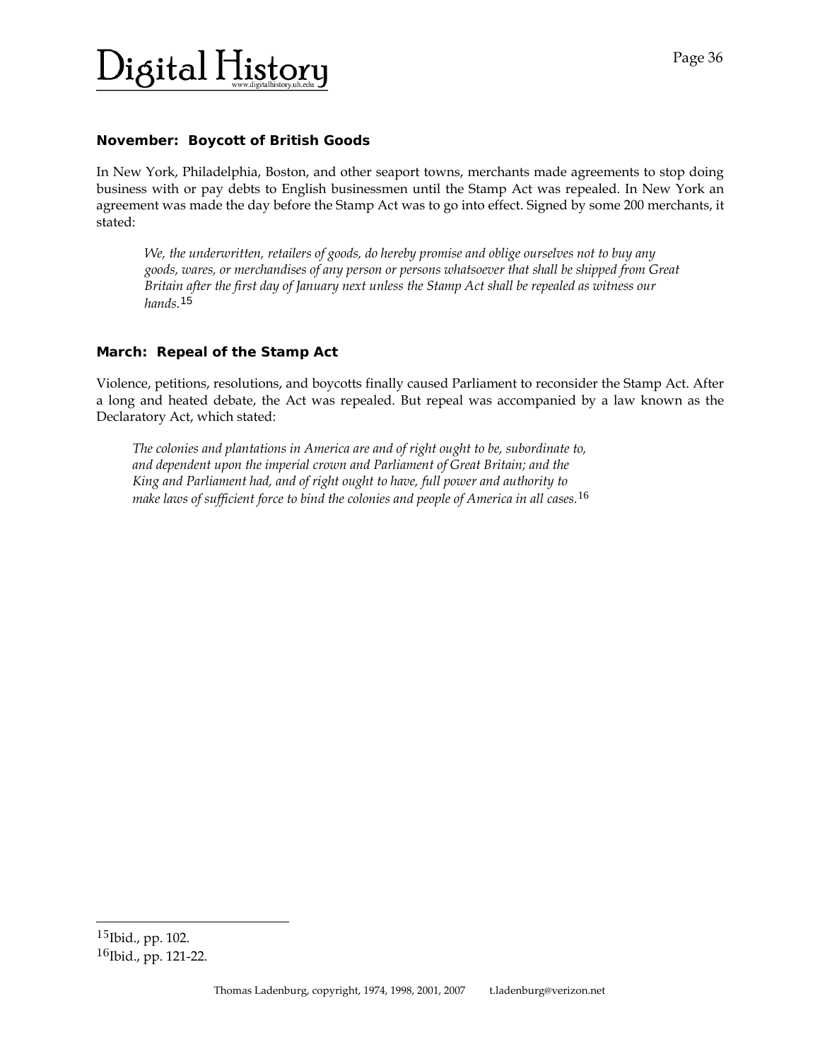### November: Boycott of British Goods

In New York, Philadelphia, Boston, and other seaport towns, merchants made agreements to stop doing business with or pay debts to English businessmen until the Stamp Act was repealed. In New York an agreement was made the day before the Stamp Act was to go into effect. Signed by some 200 merchants, it stated:

> *We, the underwritten, retailers of goods, do hereby promise and oblige ourselves not to buy any goods, wares, or merchandises of any person or persons whatsoever that shall be shipped from Great Britain after the first day of January next unless the Stamp Act shall be repealed as witness our hands.*[15]

### March: Repeal of the Stamp Act

Violence, petitions, resolutions, and boycotts finally caused Parliament to reconsider the Stamp Act. After a long and heated debate, the Act was repealed. But repeal was accompanied by a law known as the Declaratory Act, which stated:

> *The colonies and plantations in America are and of right ought to be, subordinate to, and dependent upon the imperial crown and Parliament of Great Britain; and the King and Parliament had, and of right ought to have, full power and authority to make laws of sufficient force to bind the colonies and people of America in all cases.*[16]

---

[15] Ibid., pp. 102.
[16] Ibid., pp. 121-22.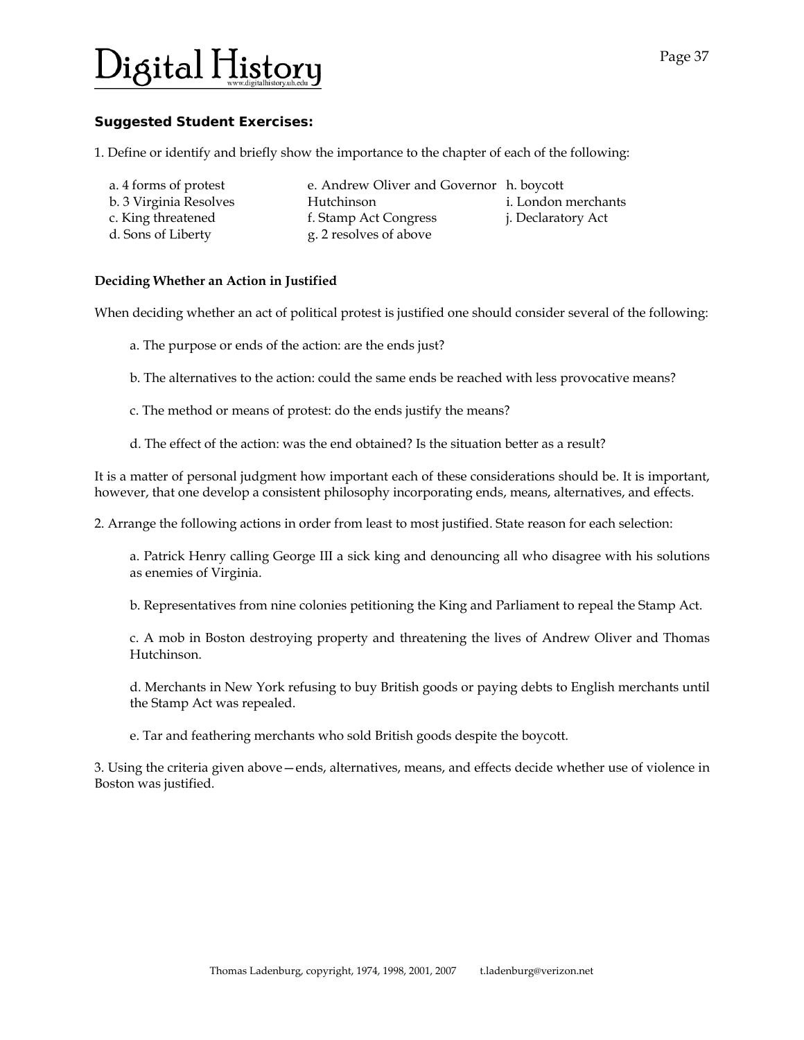**Suggested Student Exercises:**

1. Define or identify and briefly show the importance to the chapter of each of the following:

- a. 4 forms of protest
- b. 3 Virginia Resolves
- c. King threatened
- d. Sons of Liberty
- e. Andrew Oliver and Governor Hutchinson
- f. Stamp Act Congress
- g. 2 resolves of above
- h. boycott
- i. London merchants
- j. Declaratory Act

**Deciding Whether an Action in Justified**

When deciding whether an act of political protest is justified one should consider several of the following:

a. The purpose or ends of the action: are the ends just?

b. The alternatives to the action: could the same ends be reached with less provocative means?

c. The method or means of protest: do the ends justify the means?

d. The effect of the action: was the end obtained? Is the situation better as a result?

It is a matter of personal judgment how important each of these considerations should be. It is important, however, that one develop a consistent philosophy incorporating ends, means, alternatives, and effects.

2. Arrange the following actions in order from least to most justified. State reason for each selection:

a. Patrick Henry calling George III a sick king and denouncing all who disagree with his solutions as enemies of Virginia.

b. Representatives from nine colonies petitioning the King and Parliament to repeal the Stamp Act.

c. A mob in Boston destroying property and threatening the lives of Andrew Oliver and Thomas Hutchinson.

d. Merchants in New York refusing to buy British goods or paying debts to English merchants until the Stamp Act was repealed.

e. Tar and feathering merchants who sold British goods despite the boycott.

3. Using the criteria given above—ends, alternatives, means, and effects decide whether use of violence in Boston was justified.

Thomas Ladenburg, copyright, 1974, 1998, 2001, 2007 t.ladenburg@verizon.net